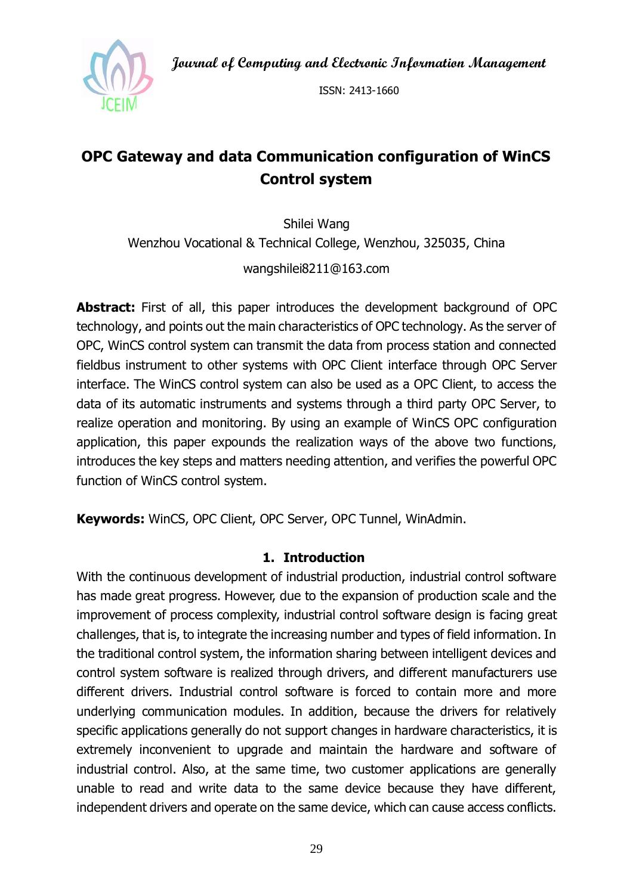# OPC Gateway and data Communication configuration of WinCS Control system

Shilei Wang

Wenzhou Vocational & Technical College, Wenzhou, 325035, China

wangshilei8211@163.com

**Abstract:** First of all, this paper introduces the development background of OPC technology, and points out the main characteristics of OPC technology. As the server of OPC, WinCS control system can transmit the data from process station and connected fieldbus instrument to other systems with OPC Client interface through OPC Server interface. The WinCS control system can also be used as a OPC Client, to access the data of its automatic instruments and systems through a third party OPC Server, to realize operation and monitoring. By using an example of WinCS OPC configuration application, this paper expounds the realization ways of the above two functions, introduces the key steps and matters needing attention, and verifies the powerful OPC function of WinCS control system.

**Keywords:** WinCS, OPC Client, OPC Server, OPC Tunnel, WinAdmin.

## 1. Introduction

With the continuous development of industrial production, industrial control software has made great progress. However, due to the expansion of production scale and the improvement of process complexity, industrial control software design is facing great challenges, that is, to integrate the increasing number and types of field information. In the traditional control system, the information sharing between intelligent devices and control system software is realized through drivers, and different manufacturers use different drivers. Industrial control software is forced to contain more and more underlying communication modules. In addition, because the drivers for relatively specific applications generally do not support changes in hardware characteristics, it is extremely inconvenient to upgrade and maintain the hardware and software of industrial control. Also, at the same time, two customer applications are generally unable to read and write data to the same device because they have different, independent drivers and operate on the same device, which can cause access conflicts.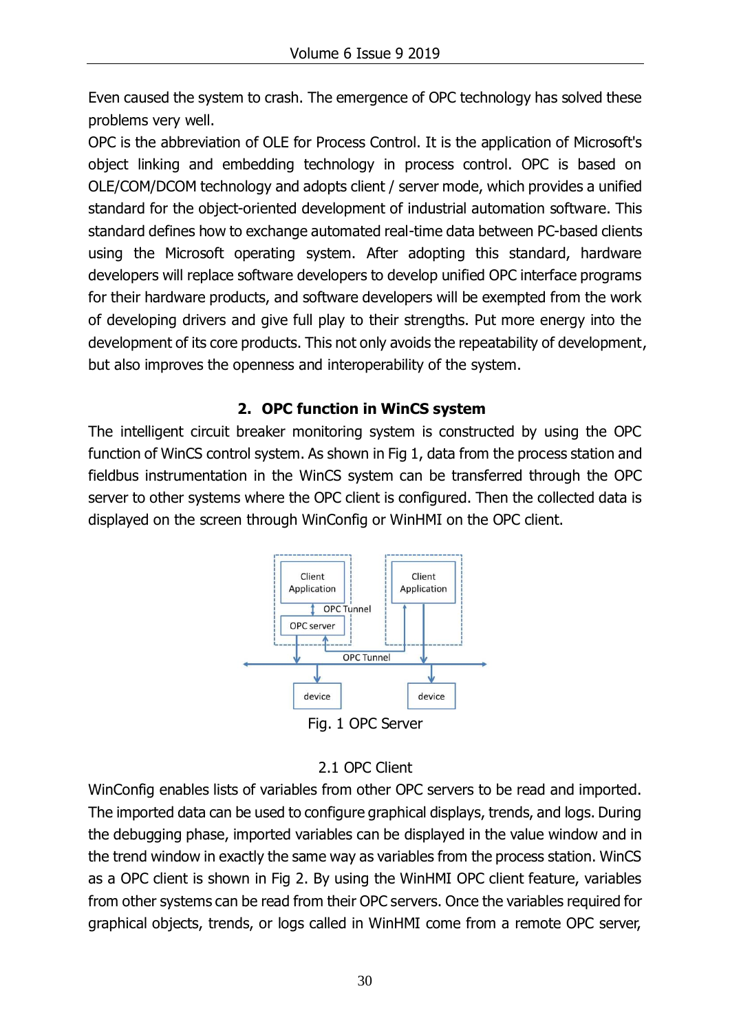Even caused the system to crash. The emergence of OPC technology has solved these problems very well.

OPC is the abbreviation of OLE for Process Control. It is the application of Microsoft's object linking and embedding technology in process control. OPC is based on OLE/COM/DCOM technology and adopts client / server mode, which provides a unified standard for the object-oriented development of industrial automation software. This standard defines how to exchange automated real-time data between PC-based clients using the Microsoft operating system. After adopting this standard, hardware developers will replace software developers to develop unified OPC interface programs for their hardware products, and software developers will be exempted from the work of developing drivers and give full play to their strengths. Put more energy into the development of its core products. This not only avoids the repeatability of development, but also improves the openness and interoperability of the system.

## 2. OPC function in WinCS system

The intelligent circuit breaker monitoring system is constructed by using the OPC function of WinCS control system. As shown in Fig 1, data from the process station and fieldbus instrumentation in the WinCS system can be transferred through the OPC server to other systems where the OPC client is configured. Then the collected data is displayed on the screen through WinConfig or WinHMI on the OPC client.

Fig. 1 OPC Server

### 2.1 OPC Client

WinConfig enables lists of variables from other OPC servers to be read and imported. The imported data can be used to configure graphical displays, trends, and logs. During the debugging phase, imported variables can be displayed in the value window and in the trend window in exactly the same way as variables from the process station. WinCS as a OPC client is shown in Fig 2. By using the WinHMI OPC client feature, variables from other systems can be read from their OPC servers. Once the variables required for graphical objects, trends, or logs called in WinHMI come from a remote OPC server,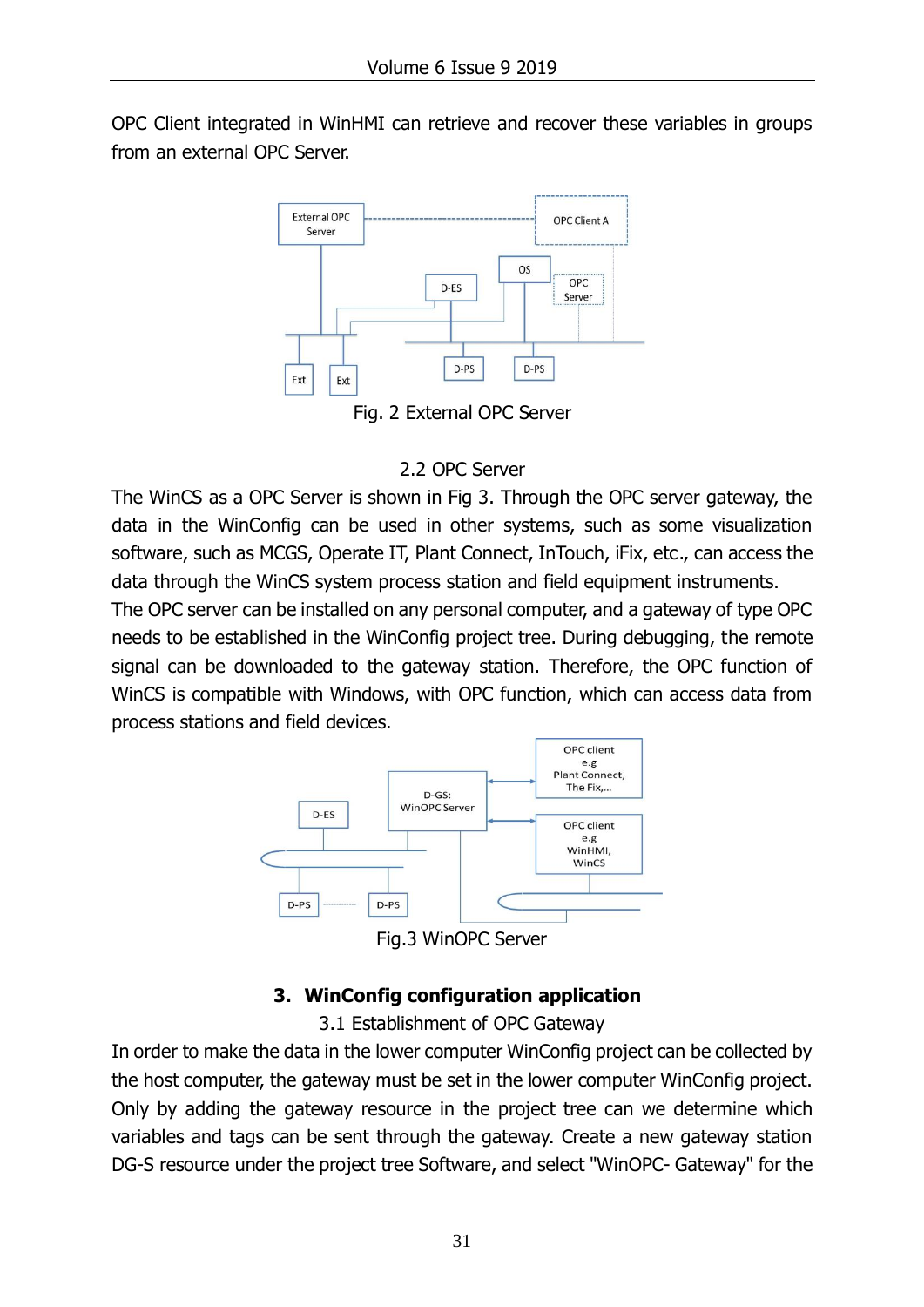OPC Client integrated in WinHMI can retrieve and recover these variables in groups from an external OPC Server.

Fig. 2 External OPC Server

### 2.2 OPC Server

The WinCS as a OPC Server is shown in Fig 3. Through the OPC server gateway, the data in the WinConfig can be used in other systems, such as some visualization software, such as MCGS, Operate IT, Plant Connect, InTouch, iFix, etc., can access the data through the WinCS system process station and field equipment instruments.

The OPC server can be installed on any personal computer, and a gateway of type OPC needs to be established in the WinConfig project tree. During debugging, the remote signal can be downloaded to the gateway station. Therefore, the OPC function of WinCS is compatible with Windows, with OPC function, which can access data from process stations and field devices.

Fig.3 WinOPC Server

## 3. WinConfig configuration application

### 3.1 Establishment of OPC Gateway

In order to make the data in the lower computer WinConfig project can be collected by the host computer, the gateway must be set in the lower computer WinConfig project. Only by adding the gateway resource in the project tree can we determine which variables and tags can be sent through the gateway. Create a new gateway station DG-S resource under the project tree Software, and select "WinOPC- Gateway" for the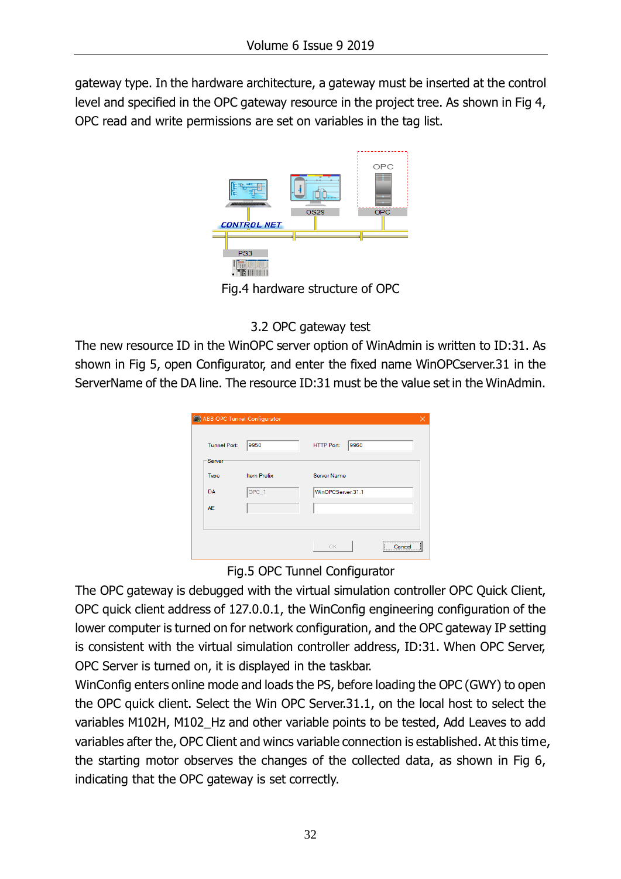gateway type. In the hardware architecture, a gateway must be inserted at the control level and specified in the OPC gateway resource in the project tree. As shown in Fig 4, OPC read and write permissions are set on variables in the tag list.

Fig.4 hardware structure of OPC

### 3.2 OPC gateway test

The new resource ID in the WinOPC server option of WinAdmin is written to ID:31. As shown in Fig 5, open Configurator, and enter the fixed name WinOPCserver.31 in the ServerName of the DA line. The resource ID:31 must be the value set in the WinAdmin.

Fig.5 OPC Tunnel Configurator

The OPC gateway is debugged with the virtual simulation controller OPC Quick Client, OPC quick client address of 127.0.0.1, the WinConfig engineering configuration of the lower computer is turned on for network configuration, and the OPC gateway IP setting is consistent with the virtual simulation controller address, ID:31. When OPC Server, OPC Server is turned on, it is displayed in the taskbar.

WinConfig enters online mode and loads the PS, before loading the OPC (GWY) to open the OPC quick client. Select the Win OPC Server.31.1, on the local host to select the variables M102H, M102_Hz and other variable points to be tested, Add Leaves to add variables after the, OPC Client and wincs variable connection is established. At this time, the starting motor observes the changes of the collected data, as shown in Fig 6, indicating that the OPC gateway is set correctly.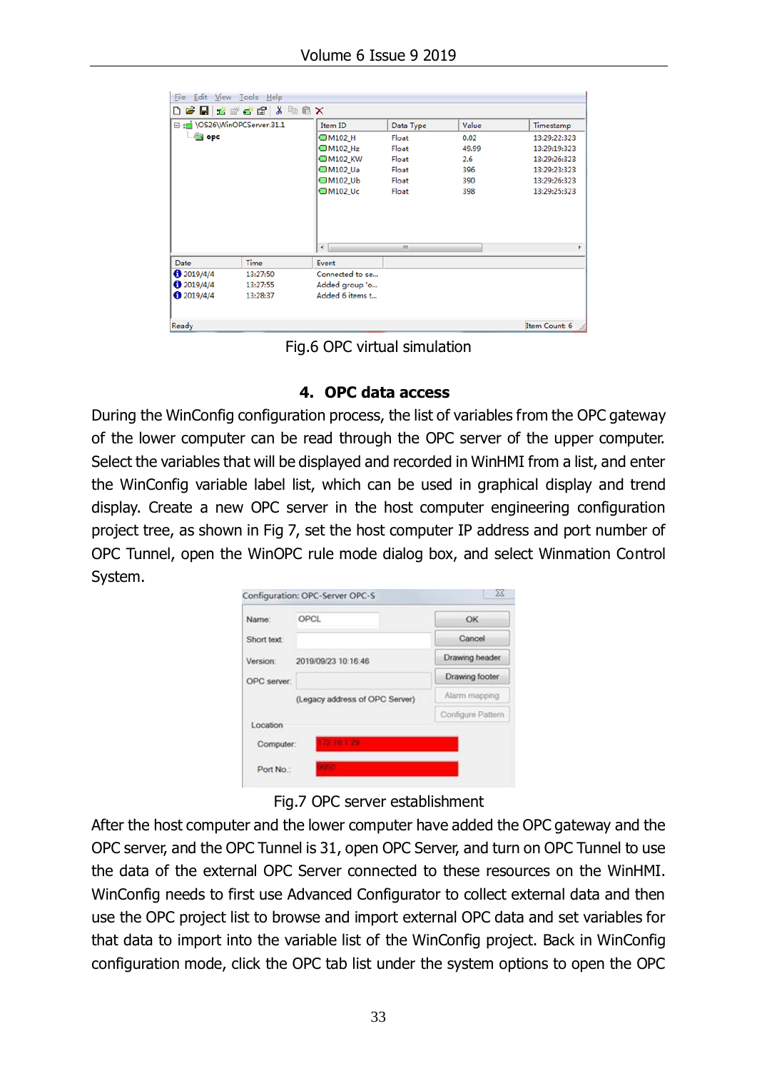Fig.6 OPC virtual simulation

## 4. OPC data access

During the WinConfig configuration process, the list of variables from the OPC gateway of the lower computer can be read through the OPC server of the upper computer. Select the variables that will be displayed and recorded in WinHMI from a list, and enter the WinConfig variable label list, which can be used in graphical display and trend display. Create a new OPC server in the host computer engineering configuration project tree, as shown in Fig 7, set the host computer IP address and port number of OPC Tunnel, open the WinOPC rule mode dialog box, and select Winmation Control System.

Fig.7 OPC server establishment

After the host computer and the lower computer have added the OPC gateway and the OPC server, and the OPC Tunnel is 31, open OPC Server, and turn on OPC Tunnel to use the data of the external OPC Server connected to these resources on the WinHMI. WinConfig needs to first use Advanced Configurator to collect external data and then use the OPC project list to browse and import external OPC data and set variables for that data to import into the variable list of the WinConfig project. Back in WinConfig configuration mode, click the OPC tab list under the system options to open the OPC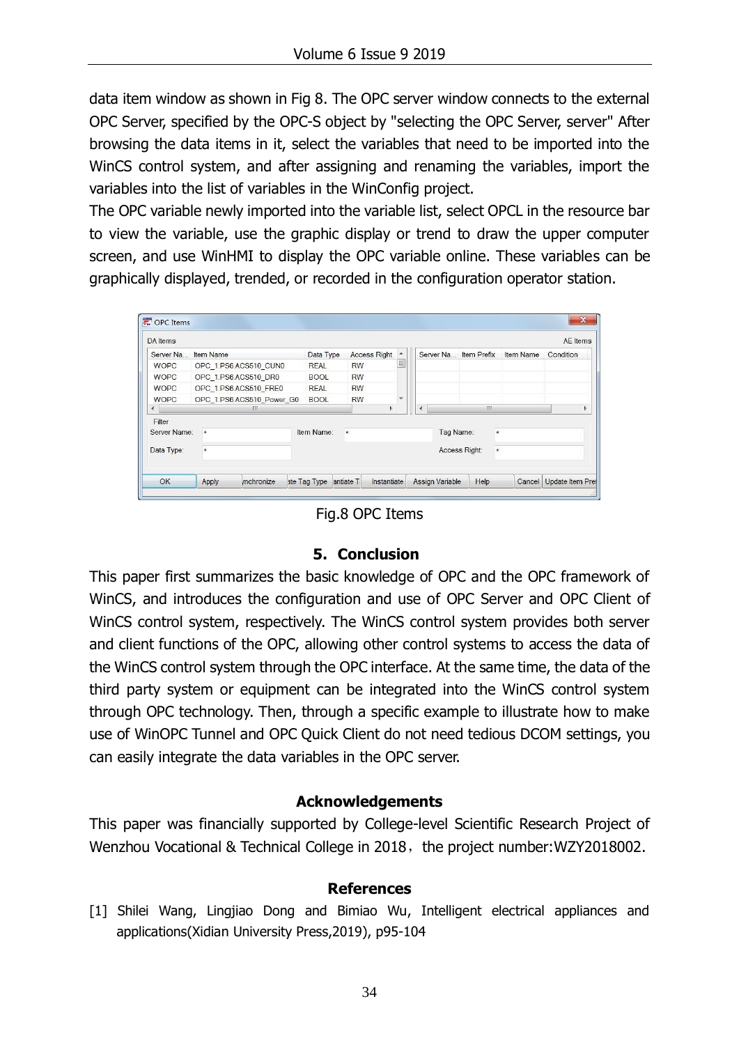data item window as shown in Fig 8. The OPC server window connects to the external OPC Server, specified by the OPC-S object by "selecting the OPC Server, server" After browsing the data items in it, select the variables that need to be imported into the WinCS control system, and after assigning and renaming the variables, import the variables into the list of variables in the WinConfig project.

The OPC variable newly imported into the variable list, select OPCL in the resource bar to view the variable, use the graphic display or trend to draw the upper computer screen, and use WinHMI to display the OPC variable online. These variables can be graphically displayed, trended, or recorded in the configuration operator station.

Fig.8 OPC Items

## 5. Conclusion

This paper first summarizes the basic knowledge of OPC and the OPC framework of WinCS, and introduces the configuration and use of OPC Server and OPC Client of WinCS control system, respectively. The WinCS control system provides both server and client functions of the OPC, allowing other control systems to access the data of the WinCS control system through the OPC interface. At the same time, the data of the third party system or equipment can be integrated into the WinCS control system through OPC technology. Then, through a specific example to illustrate how to make use of WinOPC Tunnel and OPC Quick Client do not need tedious DCOM settings, you can easily integrate the data variables in the OPC server.

## Acknowledgements

This paper was financially supported by College-level Scientific Research Project of Wenzhou Vocational & Technical College in 2018，the project number:WZY2018002.

## References

[1] Shilei Wang, Lingjiao Dong and Bimiao Wu, Intelligent electrical appliances and applications(Xidian University Press,2019), p95-104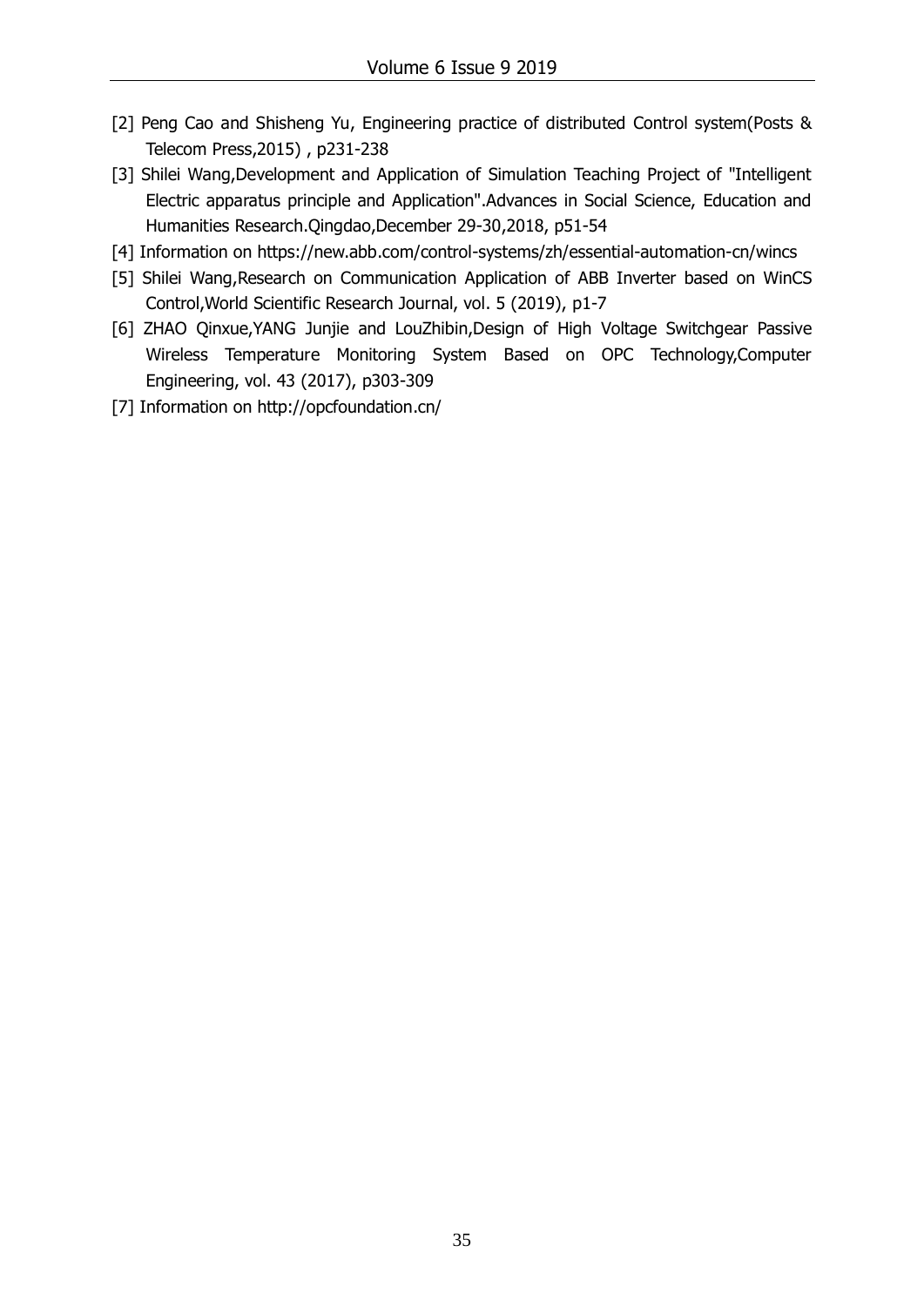[2] Peng Cao and Shisheng Yu, Engineering practice of distributed Control system(Posts & Telecom Press,2015) , p231-238

[3] Shilei Wang,Development and Application of Simulation Teaching Project of "Intelligent Electric apparatus principle and Application".Advances in Social Science, Education and Humanities Research.Qingdao,December 29-30,2018, p51-54

[4] Information on https://new.abb.com/control-systems/zh/essential-automation-cn/wincs

[5] Shilei Wang,Research on Communication Application of ABB Inverter based on WinCS Control,World Scientific Research Journal, vol. 5 (2019), p1-7

[6] ZHAO Qinxue,YANG Junjie and LouZhibin,Design of High Voltage Switchgear Passive Wireless Temperature Monitoring System Based on OPC Technology,Computer Engineering, vol. 43 (2017), p303-309

[7] Information on http://opcfoundation.cn/